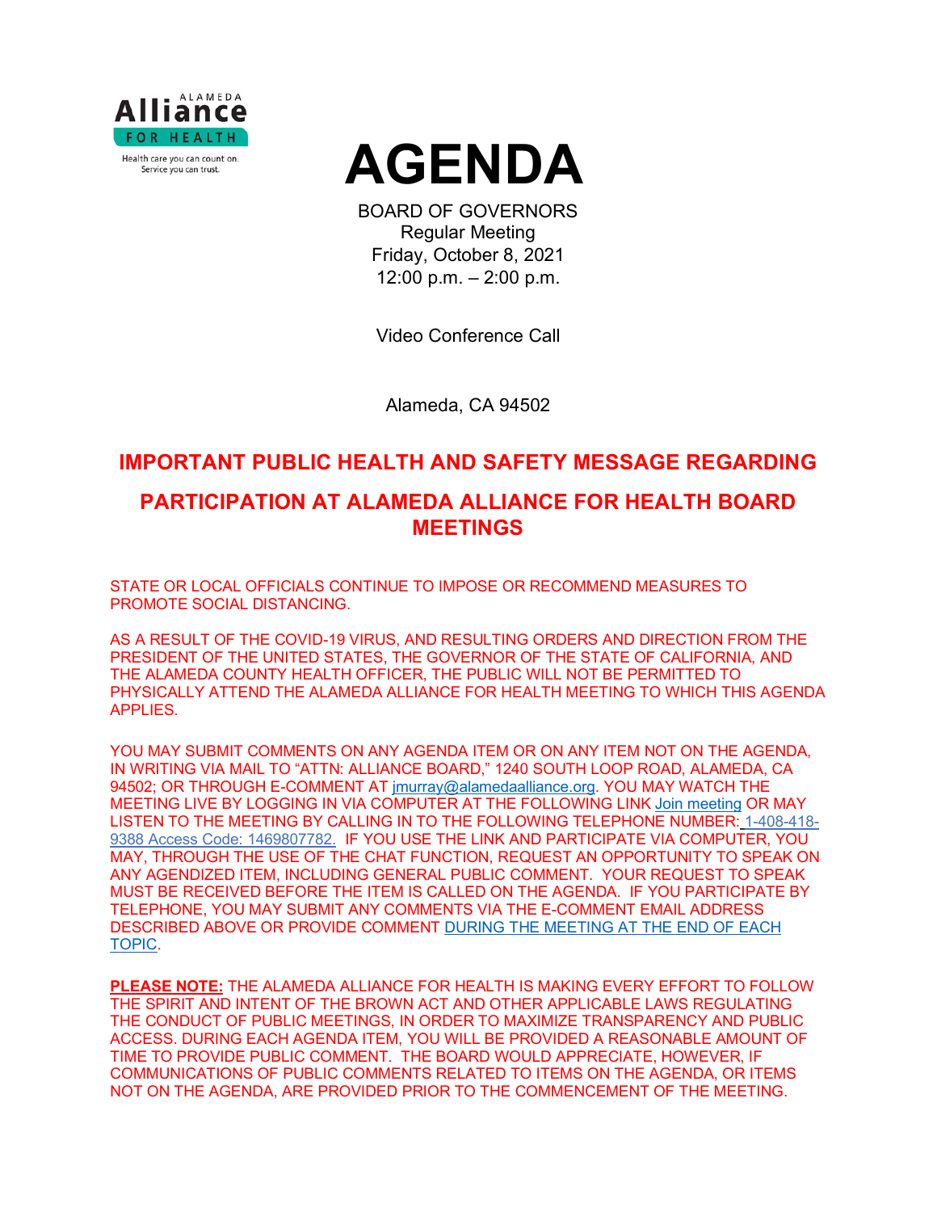ALAMEDA Alliance FOR HEALTH

Health care you can count on. Service you can trust.

# AGENDA

BOARD OF GOVERNORS
Regular Meeting
Friday, October 8, 2021
12:00 p.m. – 2:00 p.m.

Video Conference Call

Alameda, CA 94502

## IMPORTANT PUBLIC HEALTH AND SAFETY MESSAGE REGARDING PARTICIPATION AT ALAMEDA ALLIANCE FOR HEALTH BOARD MEETINGS

STATE OR LOCAL OFFICIALS CONTINUE TO IMPOSE OR RECOMMEND MEASURES TO PROMOTE SOCIAL DISTANCING.

AS A RESULT OF THE COVID-19 VIRUS, AND RESULTING ORDERS AND DIRECTION FROM THE PRESIDENT OF THE UNITED STATES, THE GOVERNOR OF THE STATE OF CALIFORNIA, AND THE ALAMEDA COUNTY HEALTH OFFICER, THE PUBLIC WILL NOT BE PERMITTED TO PHYSICALLY ATTEND THE ALAMEDA ALLIANCE FOR HEALTH MEETING TO WHICH THIS AGENDA APPLIES.

YOU MAY SUBMIT COMMENTS ON ANY AGENDA ITEM OR ON ANY ITEM NOT ON THE AGENDA, IN WRITING VIA MAIL TO "ATTN: ALLIANCE BOARD," 1240 SOUTH LOOP ROAD, ALAMEDA, CA 94502; OR THROUGH E-COMMENT AT jmurray@alamedaalliance.org. YOU MAY WATCH THE MEETING LIVE BY LOGGING IN VIA COMPUTER AT THE FOLLOWING LINK Join meeting OR MAY LISTEN TO THE MEETING BY CALLING IN TO THE FOLLOWING TELEPHONE NUMBER: 1-408-418-9388 Access Code: 1469807782. IF YOU USE THE LINK AND PARTICIPATE VIA COMPUTER, YOU MAY, THROUGH THE USE OF THE CHAT FUNCTION, REQUEST AN OPPORTUNITY TO SPEAK ON ANY AGENDIZED ITEM, INCLUDING GENERAL PUBLIC COMMENT. YOUR REQUEST TO SPEAK MUST BE RECEIVED BEFORE THE ITEM IS CALLED ON THE AGENDA. IF YOU PARTICIPATE BY TELEPHONE, YOU MAY SUBMIT ANY COMMENTS VIA THE E-COMMENT EMAIL ADDRESS DESCRIBED ABOVE OR PROVIDE COMMENT DURING THE MEETING AT THE END OF EACH TOPIC.

**PLEASE NOTE:** THE ALAMEDA ALLIANCE FOR HEALTH IS MAKING EVERY EFFORT TO FOLLOW THE SPIRIT AND INTENT OF THE BROWN ACT AND OTHER APPLICABLE LAWS REGULATING THE CONDUCT OF PUBLIC MEETINGS, IN ORDER TO MAXIMIZE TRANSPARENCY AND PUBLIC ACCESS. DURING EACH AGENDA ITEM, YOU WILL BE PROVIDED A REASONABLE AMOUNT OF TIME TO PROVIDE PUBLIC COMMENT. THE BOARD WOULD APPRECIATE, HOWEVER, IF COMMUNICATIONS OF PUBLIC COMMENTS RELATED TO ITEMS ON THE AGENDA, OR ITEMS NOT ON THE AGENDA, ARE PROVIDED PRIOR TO THE COMMENCEMENT OF THE MEETING.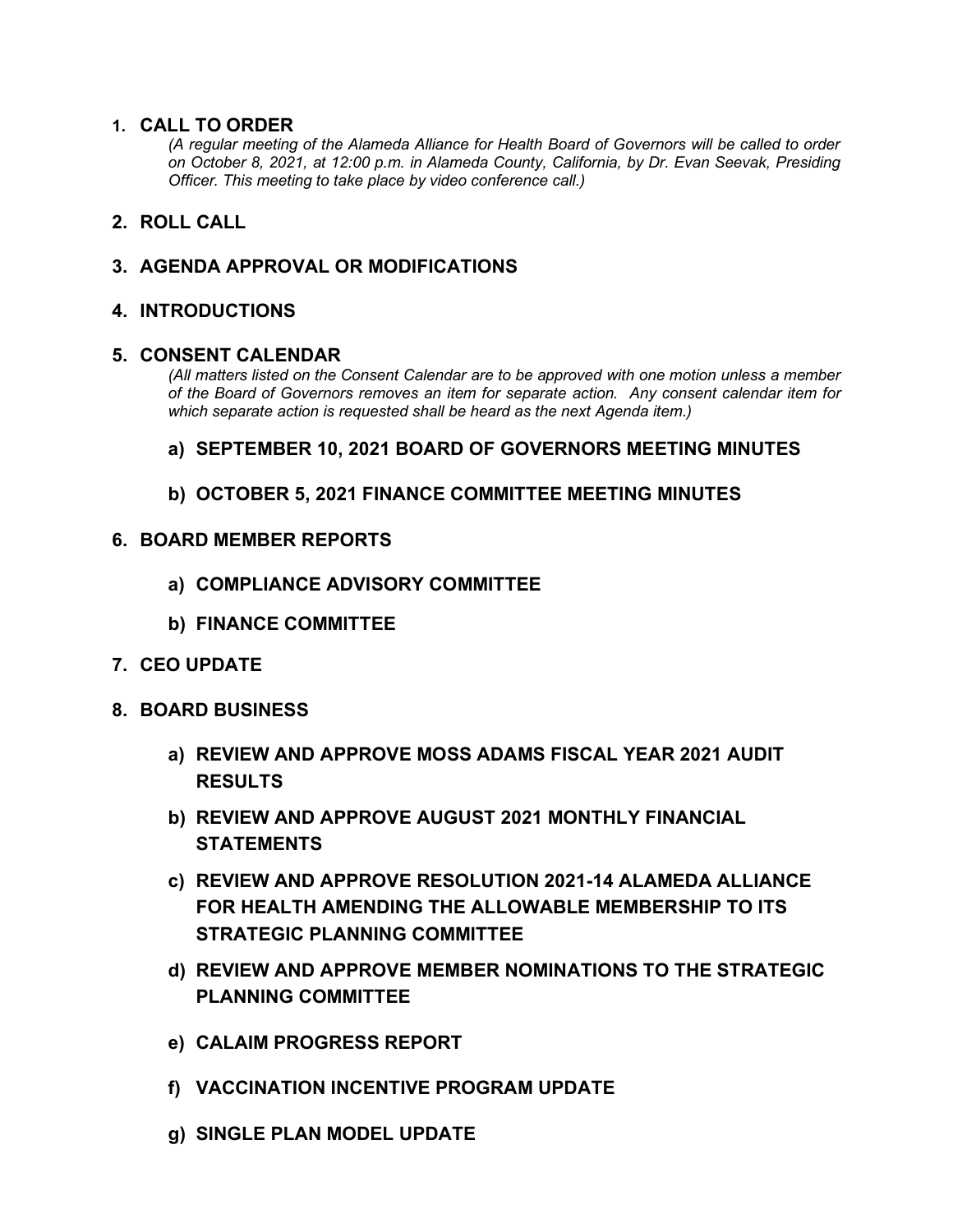1. **CALL TO ORDER**

   *(A regular meeting of the Alameda Alliance for Health Board of Governors will be called to order on October 8, 2021, at 12:00 p.m. in Alameda County, California, by Dr. Evan Seevak, Presiding Officer. This meeting to take place by video conference call.)*

2. **ROLL CALL**

3. **AGENDA APPROVAL OR MODIFICATIONS**

4. **INTRODUCTIONS**

5. **CONSENT CALENDAR**

   *(All matters listed on the Consent Calendar are to be approved with one motion unless a member of the Board of Governors removes an item for separate action. Any consent calendar item for which separate action is requested shall be heard as the next Agenda item.)*

   a) **SEPTEMBER 10, 2021 BOARD OF GOVERNORS MEETING MINUTES**

   b) **OCTOBER 5, 2021 FINANCE COMMITTEE MEETING MINUTES**

6. **BOARD MEMBER REPORTS**

   a) **COMPLIANCE ADVISORY COMMITTEE**

   b) **FINANCE COMMITTEE**

7. **CEO UPDATE**

8. **BOARD BUSINESS**

   a) **REVIEW AND APPROVE MOSS ADAMS FISCAL YEAR 2021 AUDIT RESULTS**

   b) **REVIEW AND APPROVE AUGUST 2021 MONTHLY FINANCIAL STATEMENTS**

   c) **REVIEW AND APPROVE RESOLUTION 2021-14 ALAMEDA ALLIANCE FOR HEALTH AMENDING THE ALLOWABLE MEMBERSHIP TO ITS STRATEGIC PLANNING COMMITTEE**

   d) **REVIEW AND APPROVE MEMBER NOMINATIONS TO THE STRATEGIC PLANNING COMMITTEE**

   e) **CALAIM PROGRESS REPORT**

   f) **VACCINATION INCENTIVE PROGRAM UPDATE**

   g) **SINGLE PLAN MODEL UPDATE**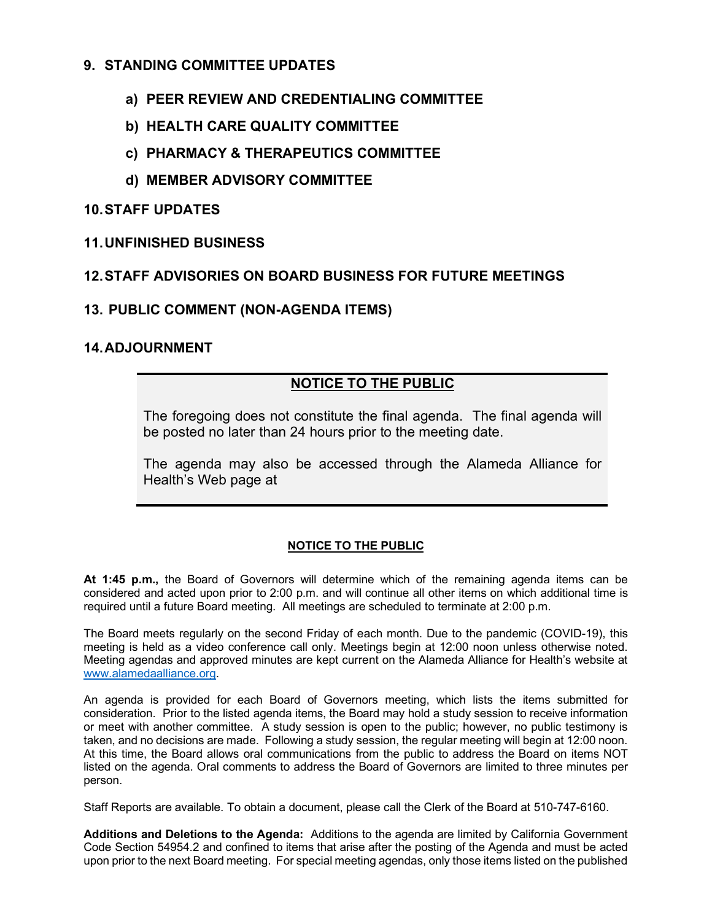## 9. STANDING COMMITTEE UPDATES

### a) PEER REVIEW AND CREDENTIALING COMMITTEE

### b) HEALTH CARE QUALITY COMMITTEE

### c) PHARMACY & THERAPEUTICS COMMITTEE

### d) MEMBER ADVISORY COMMITTEE

## 10. STAFF UPDATES

## 11. UNFINISHED BUSINESS

## 12. STAFF ADVISORIES ON BOARD BUSINESS FOR FUTURE MEETINGS

## 13. PUBLIC COMMENT (NON-AGENDA ITEMS)

## 14. ADJOURNMENT

---

**NOTICE TO THE PUBLIC**

The foregoing does not constitute the final agenda. The final agenda will be posted no later than 24 hours prior to the meeting date.

The agenda may also be accessed through the Alameda Alliance for Health's Web page at

---

**NOTICE TO THE PUBLIC**

**At 1:45 p.m.,** the Board of Governors will determine which of the remaining agenda items can be considered and acted upon prior to 2:00 p.m. and will continue all other items on which additional time is required until a future Board meeting. All meetings are scheduled to terminate at 2:00 p.m.

The Board meets regularly on the second Friday of each month. Due to the pandemic (COVID-19), this meeting is held as a video conference call only. Meetings begin at 12:00 noon unless otherwise noted. Meeting agendas and approved minutes are kept current on the Alameda Alliance for Health's website at www.alamedaalliance.org.

An agenda is provided for each Board of Governors meeting, which lists the items submitted for consideration. Prior to the listed agenda items, the Board may hold a study session to receive information or meet with another committee. A study session is open to the public; however, no public testimony is taken, and no decisions are made. Following a study session, the regular meeting will begin at 12:00 noon. At this time, the Board allows oral communications from the public to address the Board on items NOT listed on the agenda. Oral comments to address the Board of Governors are limited to three minutes per person.

Staff Reports are available. To obtain a document, please call the Clerk of the Board at 510-747-6160.

**Additions and Deletions to the Agenda:** Additions to the agenda are limited by California Government Code Section 54954.2 and confined to items that arise after the posting of the Agenda and must be acted upon prior to the next Board meeting. For special meeting agendas, only those items listed on the published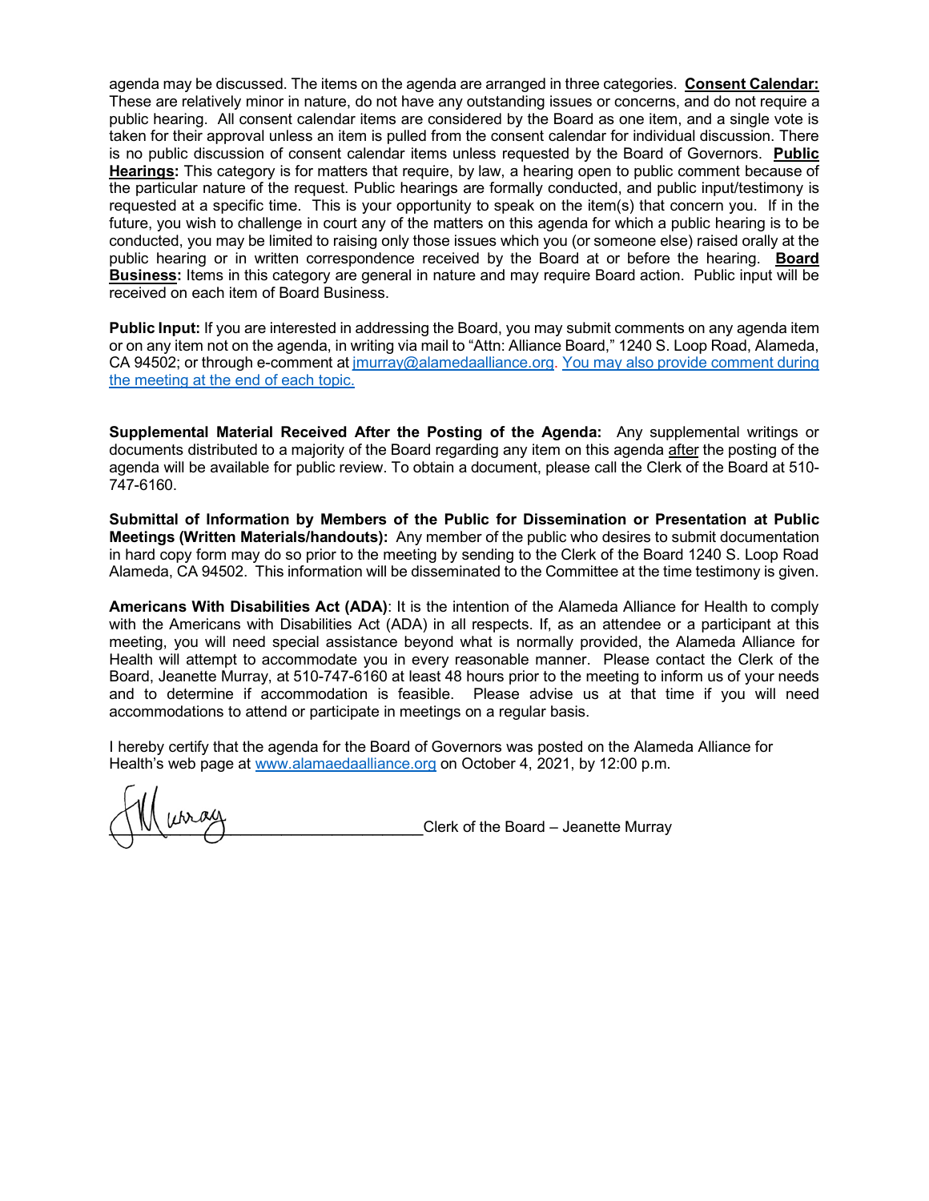agenda may be discussed. The items on the agenda are arranged in three categories. **Consent Calendar:** These are relatively minor in nature, do not have any outstanding issues or concerns, and do not require a public hearing. All consent calendar items are considered by the Board as one item, and a single vote is taken for their approval unless an item is pulled from the consent calendar for individual discussion. There is no public discussion of consent calendar items unless requested by the Board of Governors. **Public Hearings:** This category is for matters that require, by law, a hearing open to public comment because of the particular nature of the request. Public hearings are formally conducted, and public input/testimony is requested at a specific time. This is your opportunity to speak on the item(s) that concern you. If in the future, you wish to challenge in court any of the matters on this agenda for which a public hearing is to be conducted, you may be limited to raising only those issues which you (or someone else) raised orally at the public hearing or in written correspondence received by the Board at or before the hearing. **Board Business:** Items in this category are general in nature and may require Board action. Public input will be received on each item of Board Business.

**Public Input:** If you are interested in addressing the Board, you may submit comments on any agenda item or on any item not on the agenda, in writing via mail to "Attn: Alliance Board," 1240 S. Loop Road, Alameda, CA 94502; or through e-comment at jmurray@alamedaalliance.org. You may also provide comment during the meeting at the end of each topic.

**Supplemental Material Received After the Posting of the Agenda:** Any supplemental writings or documents distributed to a majority of the Board regarding any item on this agenda after the posting of the agenda will be available for public review. To obtain a document, please call the Clerk of the Board at 510-747-6160.

**Submittal of Information by Members of the Public for Dissemination or Presentation at Public Meetings (Written Materials/handouts):** Any member of the public who desires to submit documentation in hard copy form may do so prior to the meeting by sending to the Clerk of the Board 1240 S. Loop Road Alameda, CA 94502. This information will be disseminated to the Committee at the time testimony is given.

**Americans With Disabilities Act (ADA)**: It is the intention of the Alameda Alliance for Health to comply with the Americans with Disabilities Act (ADA) in all respects. If, as an attendee or a participant at this meeting, you will need special assistance beyond what is normally provided, the Alameda Alliance for Health will attempt to accommodate you in every reasonable manner. Please contact the Clerk of the Board, Jeanette Murray, at 510-747-6160 at least 48 hours prior to the meeting to inform us of your needs and to determine if accommodation is feasible. Please advise us at that time if you will need accommodations to attend or participate in meetings on a regular basis.

I hereby certify that the agenda for the Board of Governors was posted on the Alameda Alliance for Health's web page at www.alamaedaalliance.org on October 4, 2021, by 12:00 p.m.

_______________________________Clerk of the Board – Jeanette Murray